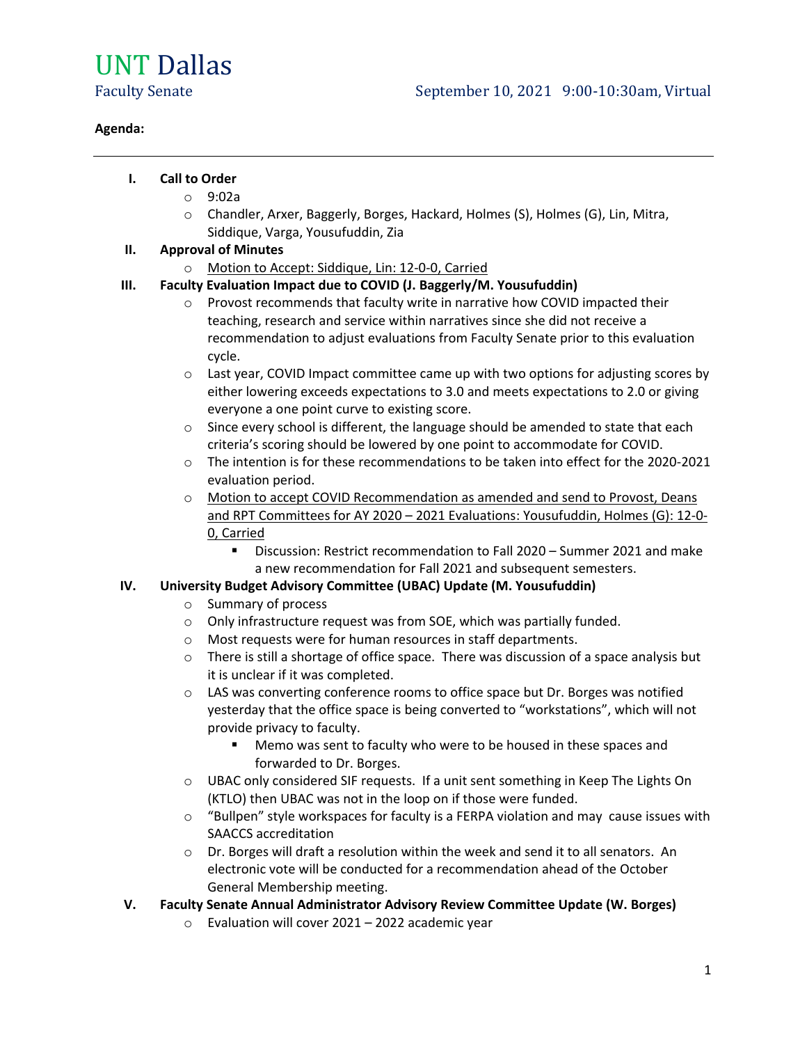# UNT Dallas

Faculty Senate

September 10, 2021 9:00-10:30am, Virtual

**Agenda:**

---

I. **Call to Order**
   - 9:02a
   - Chandler, Arxer, Baggerly, Borges, Hackard, Holmes (S), Holmes (G), Lin, Mitra, Siddique, Varga, Yousufuddin, Zia

II. **Approval of Minutes**
   - Motion to Accept: Siddique, Lin: 12-0-0, Carried

III. **Faculty Evaluation Impact due to COVID (J. Baggerly/M. Yousufuddin)**
   - Provost recommends that faculty write in narrative how COVID impacted their teaching, research and service within narratives since she did not receive a recommendation to adjust evaluations from Faculty Senate prior to this evaluation cycle.
   - Last year, COVID Impact committee came up with two options for adjusting scores by either lowering exceeds expectations to 3.0 and meets expectations to 2.0 or giving everyone a one point curve to existing score.
   - Since every school is different, the language should be amended to state that each criteria's scoring should be lowered by one point to accommodate for COVID.
   - The intention is for these recommendations to be taken into effect for the 2020-2021 evaluation period.
   - Motion to accept COVID Recommendation as amended and send to Provost, Deans and RPT Committees for AY 2020 – 2021 Evaluations: Yousufuddin, Holmes (G): 12-0-0, Carried
     - Discussion: Restrict recommendation to Fall 2020 – Summer 2021 and make a new recommendation for Fall 2021 and subsequent semesters.

IV. **University Budget Advisory Committee (UBAC) Update (M. Yousufuddin)**
   - Summary of process
   - Only infrastructure request was from SOE, which was partially funded.
   - Most requests were for human resources in staff departments.
   - There is still a shortage of office space. There was discussion of a space analysis but it is unclear if it was completed.
   - LAS was converting conference rooms to office space but Dr. Borges was notified yesterday that the office space is being converted to "workstations", which will not provide privacy to faculty.
     - Memo was sent to faculty who were to be housed in these spaces and forwarded to Dr. Borges.
   - UBAC only considered SIF requests. If a unit sent something in Keep The Lights On (KTLO) then UBAC was not in the loop on if those were funded.
   - "Bullpen" style workspaces for faculty is a FERPA violation and may cause issues with SAACCS accreditation
   - Dr. Borges will draft a resolution within the week and send it to all senators. An electronic vote will be conducted for a recommendation ahead of the October General Membership meeting.

V. **Faculty Senate Annual Administrator Advisory Review Committee Update (W. Borges)**
   - Evaluation will cover 2021 – 2022 academic year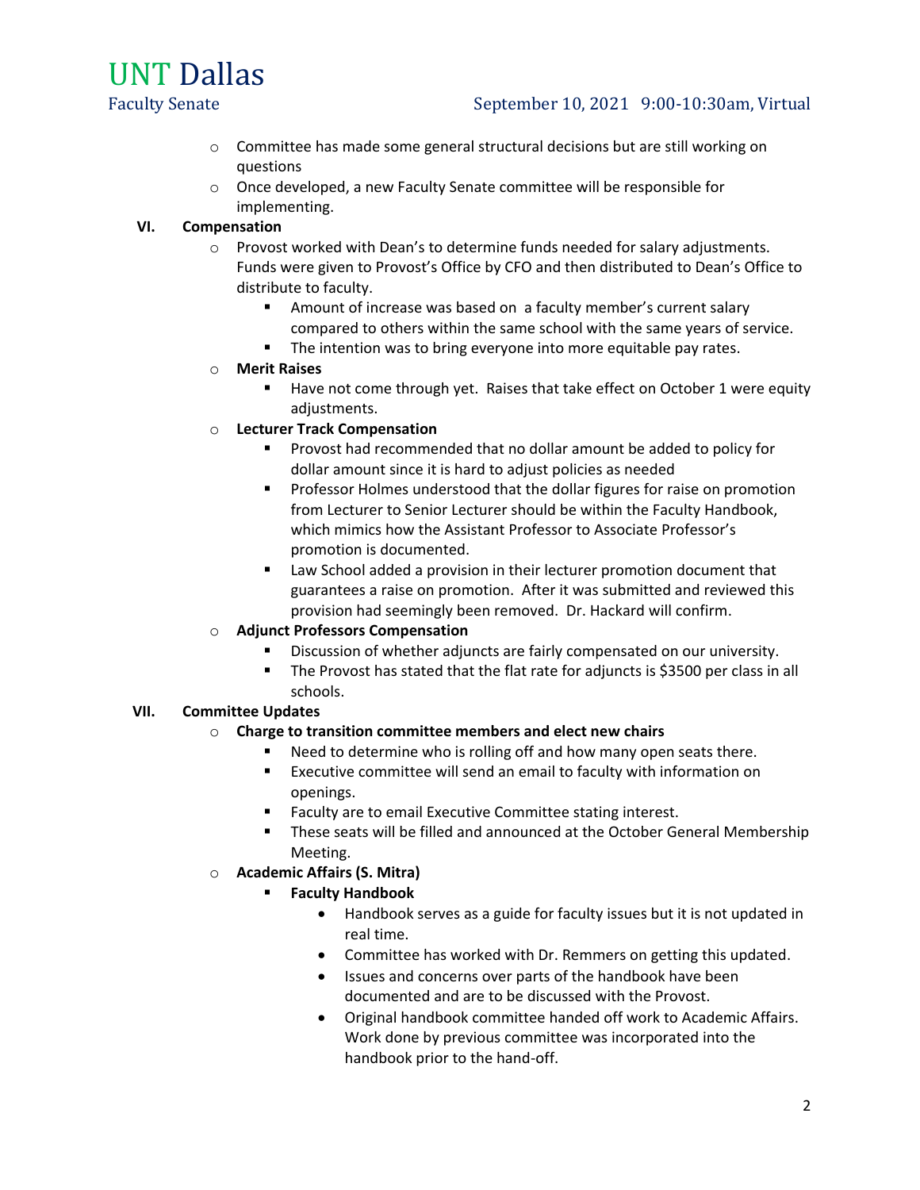- Committee has made some general structural decisions but are still working on questions
- Once developed, a new Faculty Senate committee will be responsible for implementing.

## VI. Compensation

- Provost worked with Dean's to determine funds needed for salary adjustments. Funds were given to Provost's Office by CFO and then distributed to Dean's Office to distribute to faculty.
  - Amount of increase was based on a faculty member's current salary compared to others within the same school with the same years of service.
  - The intention was to bring everyone into more equitable pay rates.
- **Merit Raises**
  - Have not come through yet. Raises that take effect on October 1 were equity adjustments.
- **Lecturer Track Compensation**
  - Provost had recommended that no dollar amount be added to policy for dollar amount since it is hard to adjust policies as needed
  - Professor Holmes understood that the dollar figures for raise on promotion from Lecturer to Senior Lecturer should be within the Faculty Handbook, which mimics how the Assistant Professor to Associate Professor's promotion is documented.
  - Law School added a provision in their lecturer promotion document that guarantees a raise on promotion. After it was submitted and reviewed this provision had seemingly been removed. Dr. Hackard will confirm.
- **Adjunct Professors Compensation**
  - Discussion of whether adjuncts are fairly compensated on our university.
  - The Provost has stated that the flat rate for adjuncts is $3500 per class in all schools.

## VII. Committee Updates

- **Charge to transition committee members and elect new chairs**
  - Need to determine who is rolling off and how many open seats there.
  - Executive committee will send an email to faculty with information on openings.
  - Faculty are to email Executive Committee stating interest.
  - These seats will be filled and announced at the October General Membership Meeting.
- **Academic Affairs (S. Mitra)**
  - **Faculty Handbook**
    - Handbook serves as a guide for faculty issues but it is not updated in real time.
    - Committee has worked with Dr. Remmers on getting this updated.
    - Issues and concerns over parts of the handbook have been documented and are to be discussed with the Provost.
    - Original handbook committee handed off work to Academic Affairs. Work done by previous committee was incorporated into the handbook prior to the hand-off.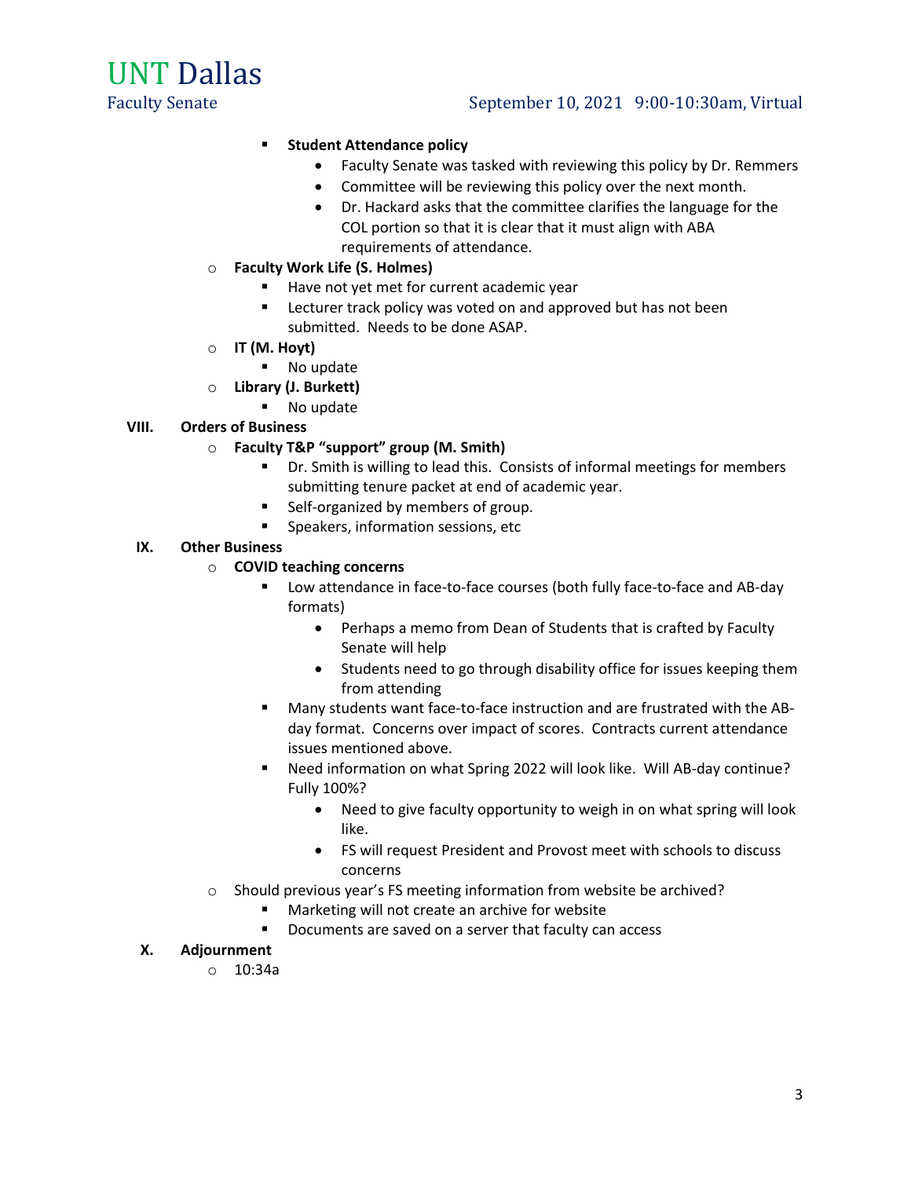- **Student Attendance policy**
  - Faculty Senate was tasked with reviewing this policy by Dr. Remmers
  - Committee will be reviewing this policy over the next month.
  - Dr. Hackard asks that the committee clarifies the language for the COL portion so that it is clear that it must align with ABA requirements of attendance.

- **Faculty Work Life (S. Holmes)**
  - Have not yet met for current academic year
  - Lecturer track policy was voted on and approved but has not been submitted. Needs to be done ASAP.
- **IT (M. Hoyt)**
  - No update
- **Library (J. Burkett)**
  - No update

**VIII. Orders of Business**

- **Faculty T&P "support" group (M. Smith)**
  - Dr. Smith is willing to lead this. Consists of informal meetings for members submitting tenure packet at end of academic year.
  - Self-organized by members of group.
  - Speakers, information sessions, etc

**IX. Other Business**

- **COVID teaching concerns**
  - Low attendance in face-to-face courses (both fully face-to-face and AB-day formats)
    - Perhaps a memo from Dean of Students that is crafted by Faculty Senate will help
    - Students need to go through disability office for issues keeping them from attending
  - Many students want face-to-face instruction and are frustrated with the AB-day format. Concerns over impact of scores. Contracts current attendance issues mentioned above.
  - Need information on what Spring 2022 will look like. Will AB-day continue? Fully 100%?
    - Need to give faculty opportunity to weigh in on what spring will look like.
    - FS will request President and Provost meet with schools to discuss concerns
- Should previous year's FS meeting information from website be archived?
  - Marketing will not create an archive for website
  - Documents are saved on a server that faculty can access

**X. Adjournment**

- 10:34a